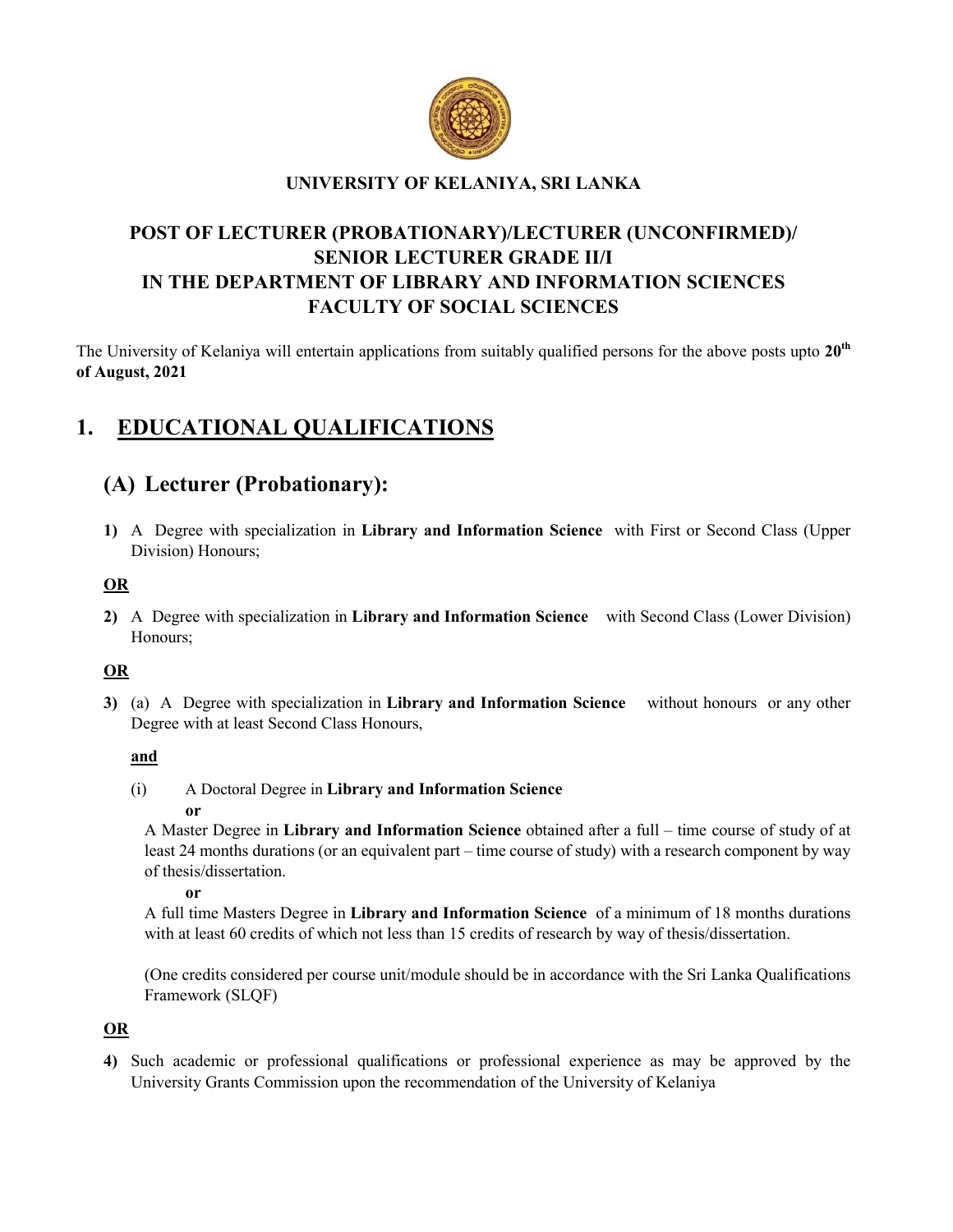**UNIVERSITY OF KELANIYA, SRI LANKA**

# POST OF LECTURER (PROBATIONARY)/LECTURER (UNCONFIRMED)/ SENIOR LECTURER GRADE II/I IN THE DEPARTMENT OF LIBRARY AND INFORMATION SCIENCES FACULTY OF SOCIAL SCIENCES

The University of Kelaniya will entertain applications from suitably qualified persons for the above posts upto **20th of August, 2021**

## 1. EDUCATIONAL QUALIFICATIONS

### (A) Lecturer (Probationary):

**1)** A Degree with specialization in **Library and Information Science** with First or Second Class (Upper Division) Honours;

**OR**

**2)** A Degree with specialization in **Library and Information Science** with Second Class (Lower Division) Honours;

**OR**

**3)** (a) A Degree with specialization in **Library and Information Science** without honours or any other Degree with at least Second Class Honours,

**and**

(i) A Doctoral Degree in **Library and Information Science**

**or**

A Master Degree in **Library and Information Science** obtained after a full – time course of study of at least 24 months durations (or an equivalent part – time course of study) with a research component by way of thesis/dissertation.

**or**

A full time Masters Degree in **Library and Information Science** of a minimum of 18 months durations with at least 60 credits of which not less than 15 credits of research by way of thesis/dissertation.

(One credits considered per course unit/module should be in accordance with the Sri Lanka Qualifications Framework (SLQF)

**OR**

**4)** Such academic or professional qualifications or professional experience as may be approved by the University Grants Commission upon the recommendation of the University of Kelaniya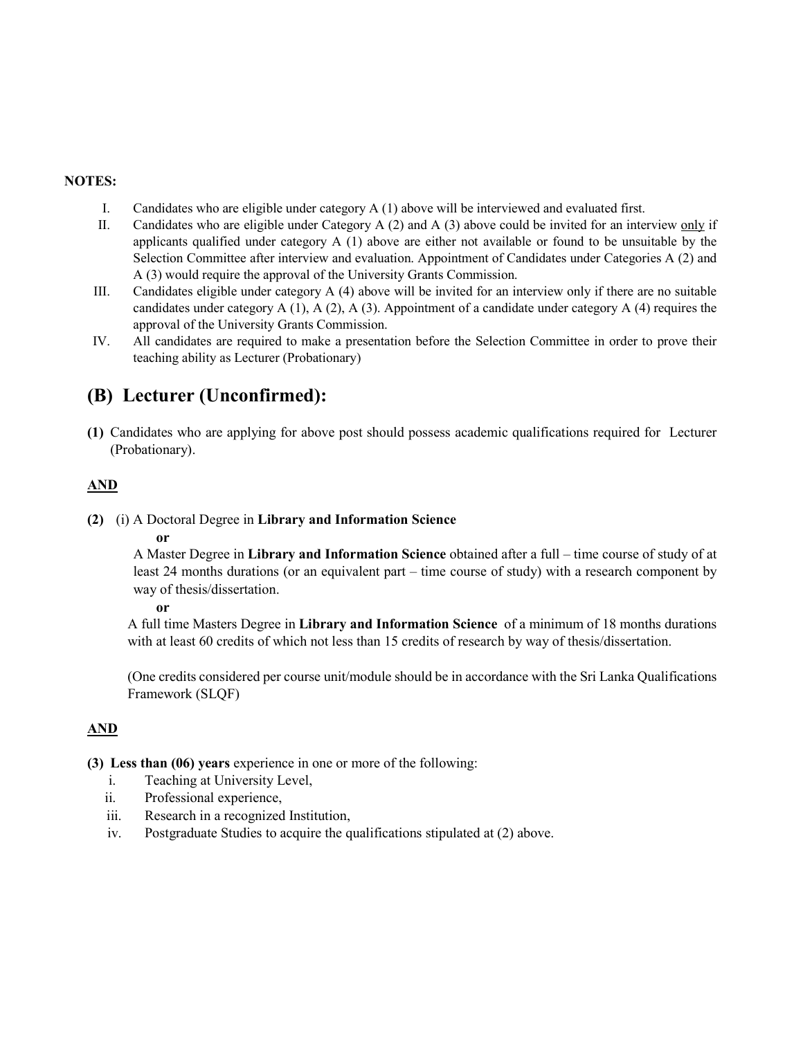**NOTES:**

I. Candidates who are eligible under category A (1) above will be interviewed and evaluated first.

II. Candidates who are eligible under Category A (2) and A (3) above could be invited for an interview only if applicants qualified under category A (1) above are either not available or found to be unsuitable by the Selection Committee after interview and evaluation. Appointment of Candidates under Categories A (2) and A (3) would require the approval of the University Grants Commission.

III. Candidates eligible under category A (4) above will be invited for an interview only if there are no suitable candidates under category A (1), A (2), A (3). Appointment of a candidate under category A (4) requires the approval of the University Grants Commission.

IV. All candidates are required to make a presentation before the Selection Committee in order to prove their teaching ability as Lecturer (Probationary)

## (B) Lecturer (Unconfirmed):

**(1)** Candidates who are applying for above post should possess academic qualifications required for Lecturer (Probationary).

**AND**

**(2)** (i) A Doctoral Degree in **Library and Information Science**

**or**

A Master Degree in **Library and Information Science** obtained after a full – time course of study of at least 24 months durations (or an equivalent part – time course of study) with a research component by way of thesis/dissertation.

**or**

A full time Masters Degree in **Library and Information Science** of a minimum of 18 months durations with at least 60 credits of which not less than 15 credits of research by way of thesis/dissertation.

(One credits considered per course unit/module should be in accordance with the Sri Lanka Qualifications Framework (SLQF)

**AND**

**(3) Less than (06) years** experience in one or more of the following:

i. Teaching at University Level,
ii. Professional experience,
iii. Research in a recognized Institution,
iv. Postgraduate Studies to acquire the qualifications stipulated at (2) above.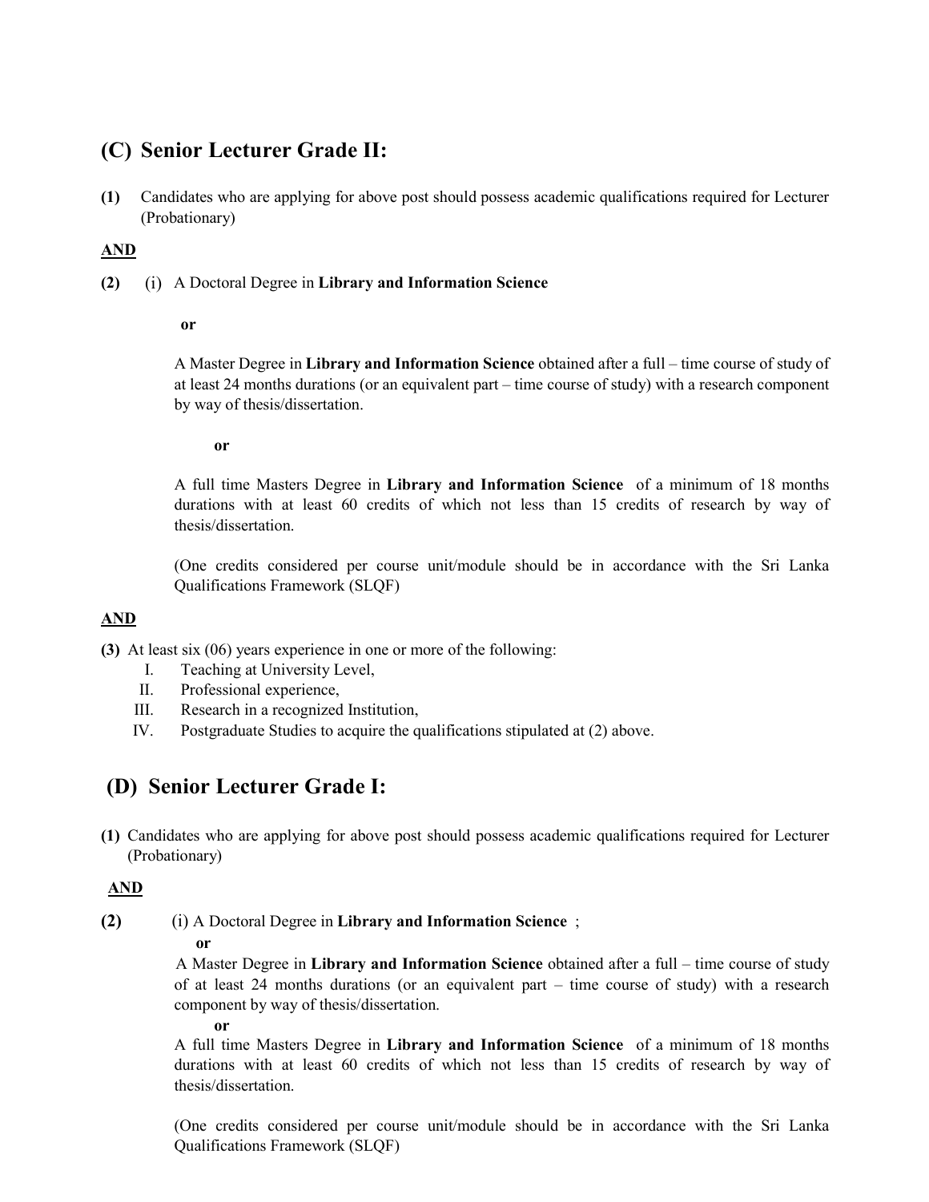## (C) Senior Lecturer Grade II:

**(1)** Candidates who are applying for above post should possess academic qualifications required for Lecturer (Probationary)

**<u>AND</u>**

**(2)** (i) A Doctoral Degree in **Library and Information Science**

**or**

A Master Degree in **Library and Information Science** obtained after a full – time course of study of at least 24 months durations (or an equivalent part – time course of study) with a research component by way of thesis/dissertation.

**or**

A full time Masters Degree in **Library and Information Science** of a minimum of 18 months durations with at least 60 credits of which not less than 15 credits of research by way of thesis/dissertation.

(One credits considered per course unit/module should be in accordance with the Sri Lanka Qualifications Framework (SLQF)

**<u>AND</u>**

**(3)** At least six (06) years experience in one or more of the following:

I. Teaching at University Level,
II. Professional experience,
III. Research in a recognized Institution,
IV. Postgraduate Studies to acquire the qualifications stipulated at (2) above.

## (D) Senior Lecturer Grade I:

**(1)** Candidates who are applying for above post should possess academic qualifications required for Lecturer (Probationary)

**<u>AND</u>**

**(2)** (i) A Doctoral Degree in **Library and Information Science** ;

**or**

A Master Degree in **Library and Information Science** obtained after a full – time course of study of at least 24 months durations (or an equivalent part – time course of study) with a research component by way of thesis/dissertation.

**or**

A full time Masters Degree in **Library and Information Science** of a minimum of 18 months durations with at least 60 credits of which not less than 15 credits of research by way of thesis/dissertation.

(One credits considered per course unit/module should be in accordance with the Sri Lanka Qualifications Framework (SLQF)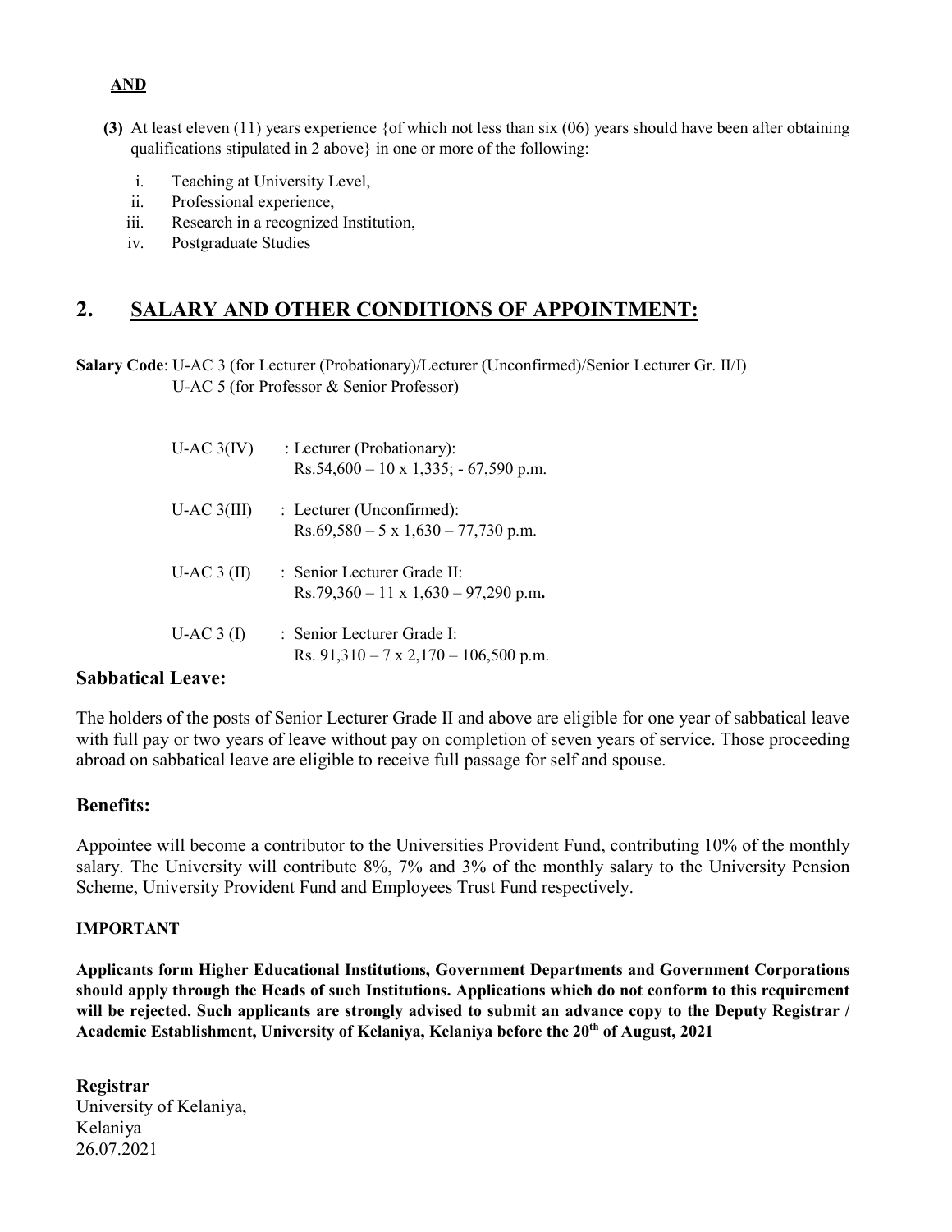**AND**

**(3)** At least eleven (11) years experience {of which not less than six (06) years should have been after obtaining qualifications stipulated in 2 above} in one or more of the following:

i. Teaching at University Level,
ii. Professional experience,
iii. Research in a recognized Institution,
iv. Postgraduate Studies

## 2. SALARY AND OTHER CONDITIONS OF APPOINTMENT:

**Salary Code**: U-AC 3 (for Lecturer (Probationary)/Lecturer (Unconfirmed)/Senior Lecturer Gr. II/I)
U-AC 5 (for Professor & Senior Professor)

| | |
|---|---|
| U-AC 3(IV) | : Lecturer (Probationary):<br>Rs.54,600 – 10 x 1,335; - 67,590 p.m. |
| U-AC 3(III) | : Lecturer (Unconfirmed):<br>Rs.69,580 – 5 x 1,630 – 77,730 p.m. |
| U-AC 3 (II) | : Senior Lecturer Grade II:<br>Rs.79,360 – 11 x 1,630 – 97,290 p.m**.** |
| U-AC 3 (I) | : Senior Lecturer Grade I:<br>Rs. 91,310 – 7 x 2,170 – 106,500 p.m. |

### Sabbatical Leave:

The holders of the posts of Senior Lecturer Grade II and above are eligible for one year of sabbatical leave with full pay or two years of leave without pay on completion of seven years of service. Those proceeding abroad on sabbatical leave are eligible to receive full passage for self and spouse.

### Benefits:

Appointee will become a contributor to the Universities Provident Fund, contributing 10% of the monthly salary. The University will contribute 8%, 7% and 3% of the monthly salary to the University Pension Scheme, University Provident Fund and Employees Trust Fund respectively.

**IMPORTANT**

**Applicants form Higher Educational Institutions, Government Departments and Government Corporations should apply through the Heads of such Institutions. Applications which do not conform to this requirement will be rejected. Such applicants are strongly advised to submit an advance copy to the Deputy Registrar / Academic Establishment, University of Kelaniya, Kelaniya before the 20th of August, 2021**

**Registrar**
University of Kelaniya,
Kelaniya
26.07.2021